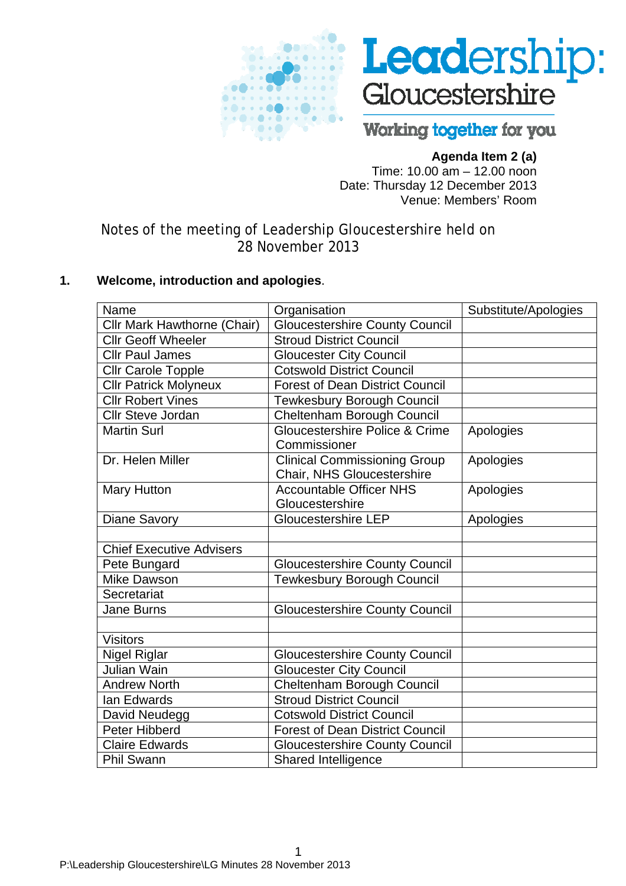**Leadership: Gloucestershire**

**Working together for you**

**Agenda Item 2 (a)**
Time: 10.00 am – 12.00 noon
Date: Thursday 12 December 2013
Venue: Members' Room

## Notes of the meeting of Leadership Gloucestershire held on 28 November 2013

### 1. Welcome, introduction and apologies.

| Name | Organisation | Substitute/Apologies |
|---|---|---|
| Cllr Mark Hawthorne (Chair) | Gloucestershire County Council | |
| Cllr Geoff Wheeler | Stroud District Council | |
| Cllr Paul James | Gloucester City Council | |
| Cllr Carole Topple | Cotswold District Council | |
| Cllr Patrick Molyneux | Forest of Dean District Council | |
| Cllr Robert Vines | Tewkesbury Borough Council | |
| Cllr Steve Jordan | Cheltenham Borough Council | |
| Martin Surl | Gloucestershire Police & Crime Commissioner | Apologies |
| Dr. Helen Miller | Clinical Commissioning Group Chair, NHS Gloucestershire | Apologies |
| Mary Hutton | Accountable Officer NHS Gloucestershire | Apologies |
| Diane Savory | Gloucestershire LEP | Apologies |
| | | |
| Chief Executive Advisers | | |
| Pete Bungard | Gloucestershire County Council | |
| Mike Dawson | Tewkesbury Borough Council | |
| Secretariat | | |
| Jane Burns | Gloucestershire County Council | |
| | | |
| Visitors | | |
| Nigel Riglar | Gloucestershire County Council | |
| Julian Wain | Gloucester City Council | |
| Andrew North | Cheltenham Borough Council | |
| Ian Edwards | Stroud District Council | |
| David Neudegg | Cotswold District Council | |
| Peter Hibberd | Forest of Dean District Council | |
| Claire Edwards | Gloucestershire County Council | |
| Phil Swann | Shared Intelligence | |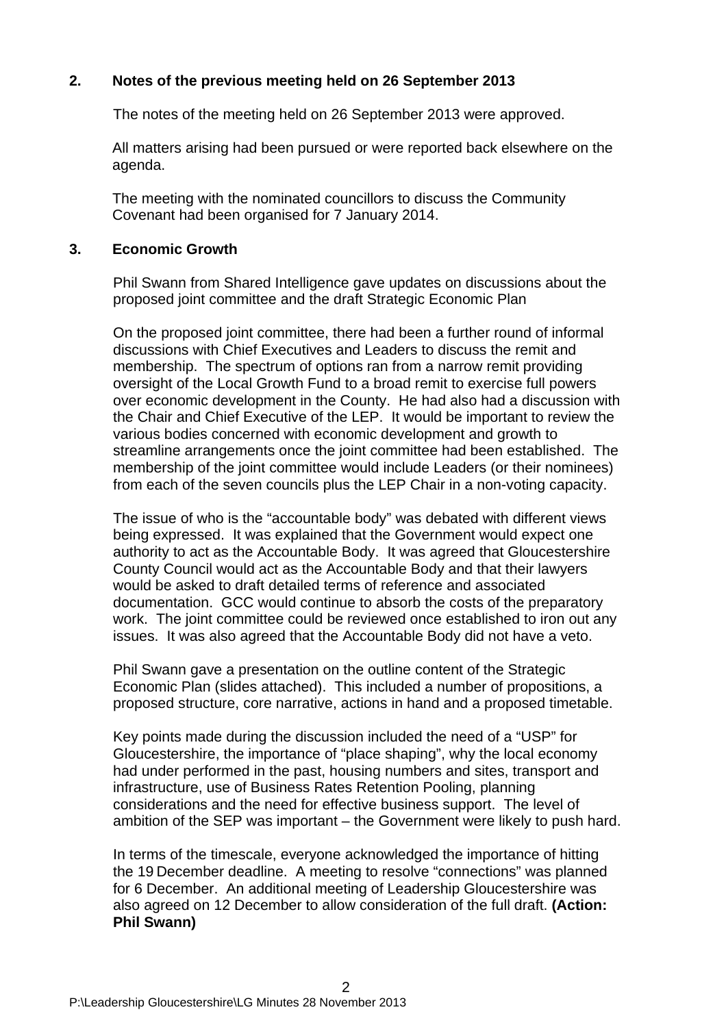## 2. Notes of the previous meeting held on 26 September 2013

The notes of the meeting held on 26 September 2013 were approved.

All matters arising had been pursued or were reported back elsewhere on the agenda.

The meeting with the nominated councillors to discuss the Community Covenant had been organised for 7 January 2014.

## 3. Economic Growth

Phil Swann from Shared Intelligence gave updates on discussions about the proposed joint committee and the draft Strategic Economic Plan

On the proposed joint committee, there had been a further round of informal discussions with Chief Executives and Leaders to discuss the remit and membership. The spectrum of options ran from a narrow remit providing oversight of the Local Growth Fund to a broad remit to exercise full powers over economic development in the County. He had also had a discussion with the Chair and Chief Executive of the LEP. It would be important to review the various bodies concerned with economic development and growth to streamline arrangements once the joint committee had been established. The membership of the joint committee would include Leaders (or their nominees) from each of the seven councils plus the LEP Chair in a non-voting capacity.

The issue of who is the "accountable body" was debated with different views being expressed. It was explained that the Government would expect one authority to act as the Accountable Body. It was agreed that Gloucestershire County Council would act as the Accountable Body and that their lawyers would be asked to draft detailed terms of reference and associated documentation. GCC would continue to absorb the costs of the preparatory work. The joint committee could be reviewed once established to iron out any issues. It was also agreed that the Accountable Body did not have a veto.

Phil Swann gave a presentation on the outline content of the Strategic Economic Plan (slides attached). This included a number of propositions, a proposed structure, core narrative, actions in hand and a proposed timetable.

Key points made during the discussion included the need of a "USP" for Gloucestershire, the importance of "place shaping", why the local economy had under performed in the past, housing numbers and sites, transport and infrastructure, use of Business Rates Retention Pooling, planning considerations and the need for effective business support. The level of ambition of the SEP was important – the Government were likely to push hard.

In terms of the timescale, everyone acknowledged the importance of hitting the 19 December deadline. A meeting to resolve "connections" was planned for 6 December. An additional meeting of Leadership Gloucestershire was also agreed on 12 December to allow consideration of the full draft. **(Action: Phil Swann)**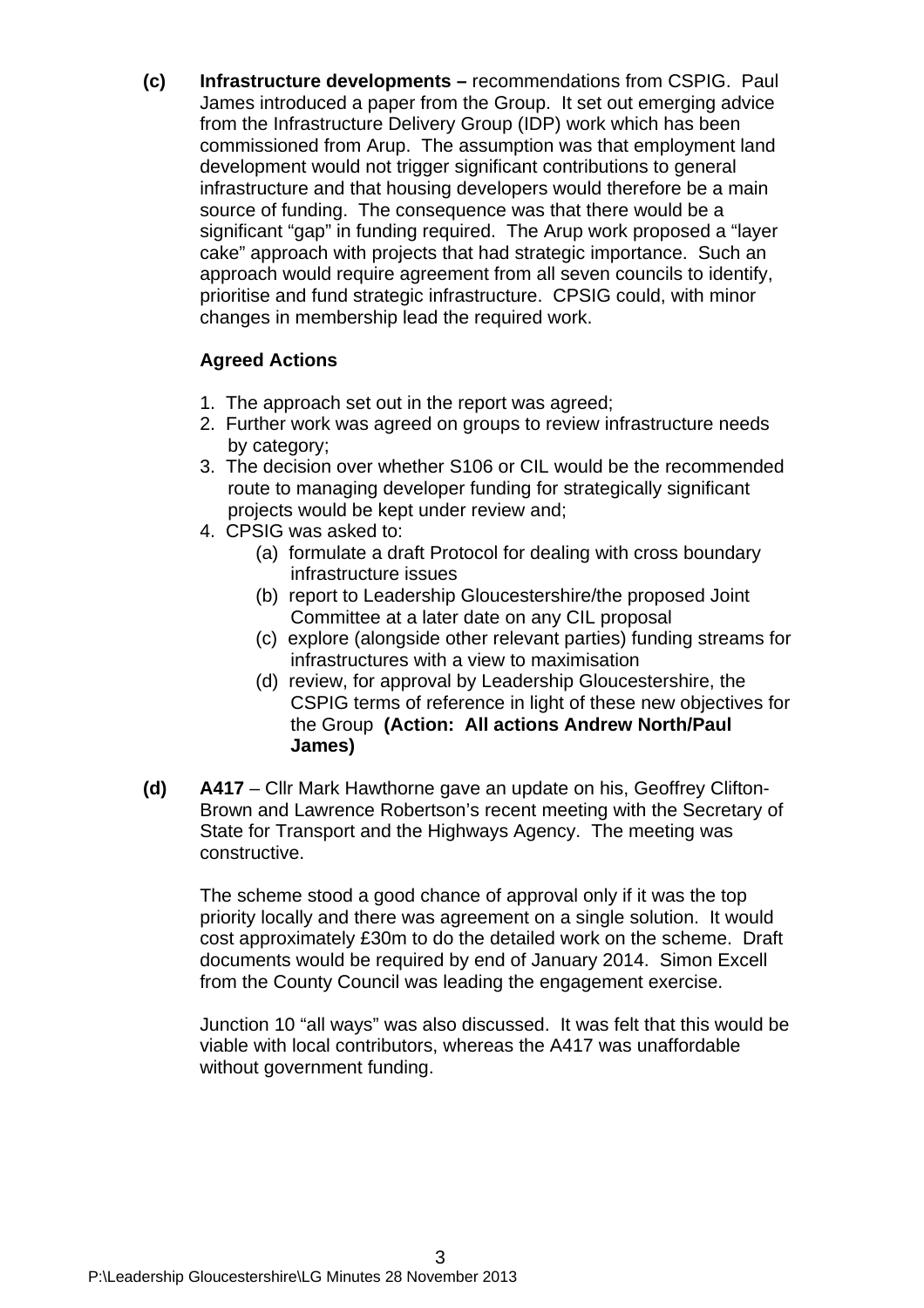**(c) Infrastructure developments –** recommendations from CSPIG. Paul James introduced a paper from the Group. It set out emerging advice from the Infrastructure Delivery Group (IDP) work which has been commissioned from Arup. The assumption was that employment land development would not trigger significant contributions to general infrastructure and that housing developers would therefore be a main source of funding. The consequence was that there would be a significant "gap" in funding required. The Arup work proposed a "layer cake" approach with projects that had strategic importance. Such an approach would require agreement from all seven councils to identify, prioritise and fund strategic infrastructure. CPSIG could, with minor changes in membership lead the required work.

**Agreed Actions**

1. The approach set out in the report was agreed;
2. Further work was agreed on groups to review infrastructure needs by category;
3. The decision over whether S106 or CIL would be the recommended route to managing developer funding for strategically significant projects would be kept under review and;
4. CPSIG was asked to:
   - (a) formulate a draft Protocol for dealing with cross boundary infrastructure issues
   - (b) report to Leadership Gloucestershire/the proposed Joint Committee at a later date on any CIL proposal
   - (c) explore (alongside other relevant parties) funding streams for infrastructures with a view to maximisation
   - (d) review, for approval by Leadership Gloucestershire, the CSPIG terms of reference in light of these new objectives for the Group **(Action: All actions Andrew North/Paul James)**

**(d) A417** – Cllr Mark Hawthorne gave an update on his, Geoffrey Clifton-Brown and Lawrence Robertson's recent meeting with the Secretary of State for Transport and the Highways Agency. The meeting was constructive.

The scheme stood a good chance of approval only if it was the top priority locally and there was agreement on a single solution. It would cost approximately £30m to do the detailed work on the scheme. Draft documents would be required by end of January 2014. Simon Excell from the County Council was leading the engagement exercise.

Junction 10 "all ways" was also discussed. It was felt that this would be viable with local contributors, whereas the A417 was unaffordable without government funding.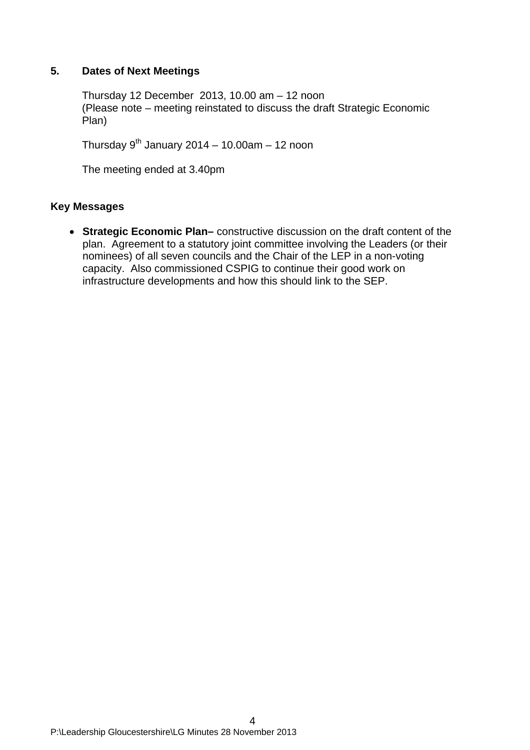## 5. Dates of Next Meetings

Thursday 12 December 2013, 10.00 am – 12 noon
(Please note – meeting reinstated to discuss the draft Strategic Economic Plan)

Thursday 9th January 2014 – 10.00am – 12 noon

The meeting ended at 3.40pm

## Key Messages

- **Strategic Economic Plan–** constructive discussion on the draft content of the plan. Agreement to a statutory joint committee involving the Leaders (or their nominees) of all seven councils and the Chair of the LEP in a non-voting capacity. Also commissioned CSPIG to continue their good work on infrastructure developments and how this should link to the SEP.